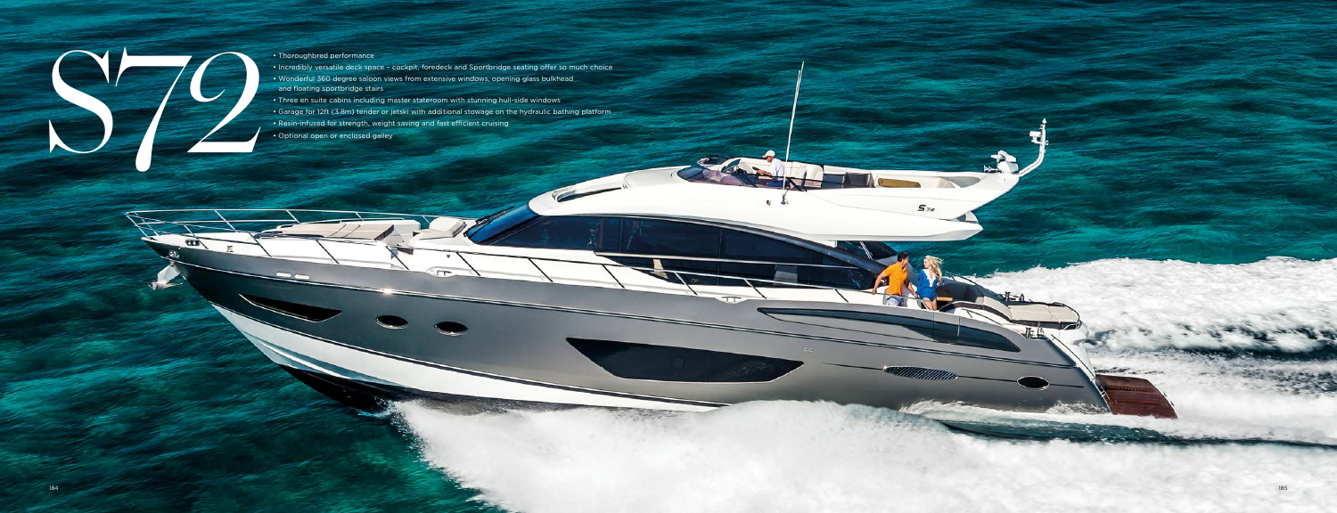# S72

- Thoroughbred performance
- Incredibly versatile deck space – cockpit, foredeck and Sportbridge seating offer so much choice
- Wonderful 360 degree saloon views from extensive windows, opening glass bulkhead and floating sportbridge stairs
- Three en suite cabins including master stateroom with stunning hull-side windows
- Garage for 12ft (3.8m) tender or jetski with additional stowage on the hydraulic bathing platform
- Resin-infused for strength, weight saving and fast efficient cruising
- Optional open or enclosed galley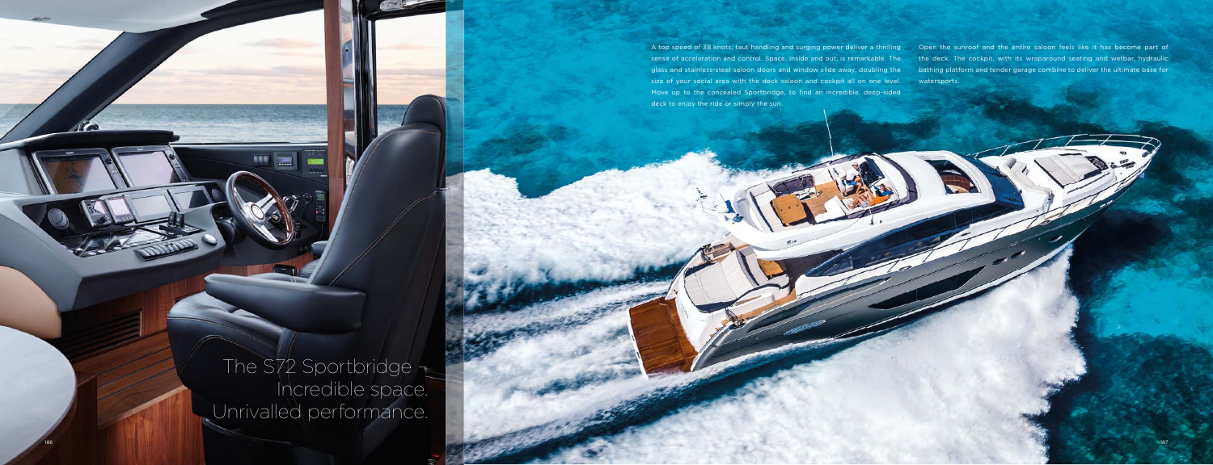A top speed of 38 knots, taut handling and surging power deliver a thrilling sense of acceleration and control. Space, inside and out, is remarkable. The glass and stainless-steel saloon doors and window slide away, doubling the size of your social area with the deck saloon and cockpit all on one level. Move up to the concealed Sportbridge, to find an incredible, deep-sided deck to enjoy the ride or simply the sun.

Open the sunroof and the entire saloon feels like it has become part of the deck. The cockpit, with its wraparound seating and wetbar, hydraulic bathing platform and tender garage combine to deliver the ultimate base for watersports.

# The S72 Sportbridge – Incredible space. Unrivalled performance.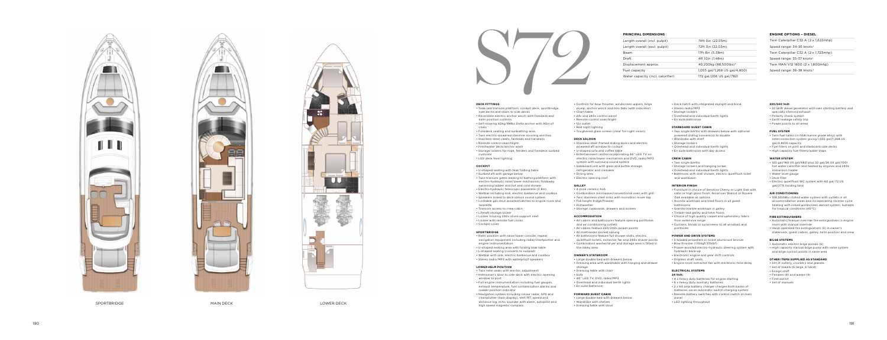SPORTBRIDGE

MAIN DECK

LOWER DECK

# S72

## PRINCIPAL DIMENSIONS

| | |
|---|---|
| Length overall (incl. pulpit) | 74ft 0in (22.55m) |
| Length overall (excl. pulpit) | 72ft 3in (22.03m) |
| Beam | 17ft 8in (5.38m) |
| Draft | 4ft 10in (1.48m) |
| Displacement approx. | 40,200kg (88,500lbs)* |
| Fuel capacity | 1,055 gal/1,268 US gal/4,800l |
| Water capacity (incl. calorifier) | 172 gal/206 US gal/782l |

## ENGINE OPTIONS – DIESEL

| |
|---|
| Twin Caterpillar C32 A (2 x 1,622mhp) |
| Speed range: 34-36 knots† |
| Twin Caterpillar C32 A (2 x 1,723mhp) |
| Speed range: 35-37 knots† |
| Twin MAN V12 1800 (2 x 1,800mhp) |
| Speed range: 36-38 knots† |

### DECK FITTINGS
- Teak-laid transom platform, cockpit deck, sportbridge, side decks and stairs to side decks
- Reversible electric anchor winch with foredeck and helm position controls
- Self-stowing 60kg/88lbs Delta anchor with 90m of chain
- Foredeck seating and sunbathing area
- Twin electric-powered sternline mooring winches
- Stainless-steel cleats, fairleads and handrails
- Remote control searchlight
- Freshwater deck/anchor wash
- Storage lockers for rope, fenders and foredeck sunbed cushions
- LED deck level lighting

### COCKPIT
- U-shaped seating with teak folding table
- Sunbed aft with garage below
- Twin transom gates leading to bathing platform with electro-hydraulic raise/lower mechanism, foldaway swimming ladder and hot and cold shower
- Electro-hydraulic telescopic passerelle (3.8m)
- Wetbar including sink, electric barbecue and coolbox
- Speakers linked to deck saloon sound system
- Lockable gas strut assisted hatches to engine room and lazarette
- Transom access to crew cabin
- Liferaft storage locker
- Locker housing 240v shore support inlet
- Locker with remote fuel cocks
- Cockpit cover

### SPORTBRIDGE
- Helm position with raise/lower console, repeat navigation equipment including radar/chartplotter and engine instrumentation
- U-shaped seating area with folding teak table
- L-shaped seating (converts to sunpad)
- Wetbar with sink, electric barbecue and coolbox
- Stereo radio/MP3 with waterproof speakers

### LOWER HELM POSITION
- Twin helm seats with electric adjustment
- Helmsman's door to side deck with electric opening window to port
- Full engine instrumentation including fuel gauges, exhaust temperature, fuel contamination alarms and rudder position indicator
- Navigation system including colour radar, GPS and chartplotter (twin display), VHF/RT, speed and distance log, echo sounder with alarm, autopilot and high speed magnetic compass
- Controls for bow thruster, windscreen wipers, bilge pump, anchor winch and trim tabs (with indicator)
- Chart table
- 24v and 240v control panel
- Remote control searchlight
- 12v outlet
- Red night lighting
- Toughened glass screen (clear for night vision)

### DECK SALOON
- Stainless-steel framed sliding doors and electric powered aft window to cockpit
- U-shaped sofa and coffee table
- Entertainment centre incorporating 46" LED TV on electric raise/lower mechanism and DVD, radio/MP3 system with surround sound system
- Sideboard unit with glass and bottle storage, refrigerator and icemaker
- Dining area
- Electric opening roof

### GALLEY
- 4-zone ceramic hob
- Combination microwave/conventional oven with grill
- Twin stainless-steel sinks with monobloc mixer tap
- Full height fridge/freezer
- Dishwasher
- Storage cupboards, drawers and lockers

### ACCOMMODATION
- All cabins and bathrooms feature opening portholes and air conditioning outlets
- All cabins feature 220/240v power points
- All mattresses pocket sprung
- All bathrooms feature full shower stalls, electric quietflush toilets, extractor fan and 240v shaver points
- Combination washer/dryer and storage area is fitted in the lobby area

### OWNER'S STATEROOM
- Large double bed with drawers below
- Dressing area with wardrobes with hanging and drawer storage
- Dressing table with chair
- Sofa
- 40" LED TV, DVD, radio/MP3
- Overhead and individual berth lights
- En suite bathroom

### FORWARD GUEST CABIN
- Large double bed with drawers below
- Wardrobe with shelves
- Dressing table with stool
- Deck hatch with integrated skylight and blind
- Stereo radio/MP3
- Storage lockers
- Overhead and individual berth lights
- En suite bathroom

### STARBOARD GUEST CABIN
- Two single berths with drawers below with optional powered sliding conversion to double
- Wardrobe with shelf
- Storage lockers
- Overhead and individual berth lights
- En suite bathroom with day access

### CREW CABIN
- Two single berths
- Storage lockers and hanging locker
- Overhead and individual berth lights
- Bathroom with stall shower, electric quietflush toilet and washbasin

### INTERIOR FINISH
- Furniture in choice of Serotina Cherry or Light Oak with satin or high gloss finish. American Walnut or Rovere Oak available as options
- Avonite worktops and tiled floors in all guest bathrooms
- Granite/marble worktops in galley
- Timber-laid galley and helm floors
- Choice of high quality carpet and upholstery fabric from extensive range
- Curtains, blinds or sunscreens to all windows and portholes

### POWER AND DRIVE SYSTEMS
- 5-bladed propellers in nickel aluminium bronze
- Bow thruster (170kgf/375lbf)
- Power-assisted electro-hydraulic steering system with hydraulic back-up
- Electronic engine and gear shift controls
- Dripless shaft seals
- Engine room extractor fan with electronic time delay

### ELECTRICAL SYSTEMS

**24 Volt:**
- 4 x heavy duty batteries for engine starting
- 6 x heavy duty auxiliary batteries
- 2 x 60 amp battery charger charges both banks of batteries via an automatic switch charging system
- Remote battery switches with control switch at main panel
- LED lighting throughout

**220/240 Volt:**
- 22.5kW diesel generator with own starting battery and specially silenced exhaust
- Polarity check system
- Earth leakage safety trip
- Power points to all areas

### FUEL SYSTEM
- Twin fuel tanks (in NGA marine grade alloy) with interconnection system giving 1,055 gal/1,268 US gal/4,800l capacity
- Fuel fillers on port and starboard side decks
- High capacity fuel filters/water traps

### WATER SYSTEM
- 150 gal/180 US gal/682l plus 22 gal/26 US gal/100l hot water calorifier and heated by engines and 240v immersion heater
- Water level gauge
- Deck filler
- Electric quietflush WC system with 60 gal/72 US gal/273l holding tank

### AIR CONDITIONING
- 108,000Btu chilled water system with outlets in all accommodation areas and incorporating reverse cycle heating with linked windscreen demist system. Suitable for tropical conditions (40°C)

### FIRE EXTINGUISHERS
- Automatic/manual override fire extinguishers in engine room with manual override
- Hand-operated fire extinguishers (5) in owner's stateroom, guest cabins, galley, helm position and crew

### BILGE SYSTEMS
- Automatic electric bilge pumps (6)
- High capacity manual bilge pump with valve system and bilge suction points in same area

### OTHER ITEMS SUPPLIED AS STANDARD
- Set of cutlery, crockery and glasses
- Set of towels (4 large, 6 hand)
- Ensign staff
- Fenders (6) and warps (4)
- First aid kit
- Set of manuals